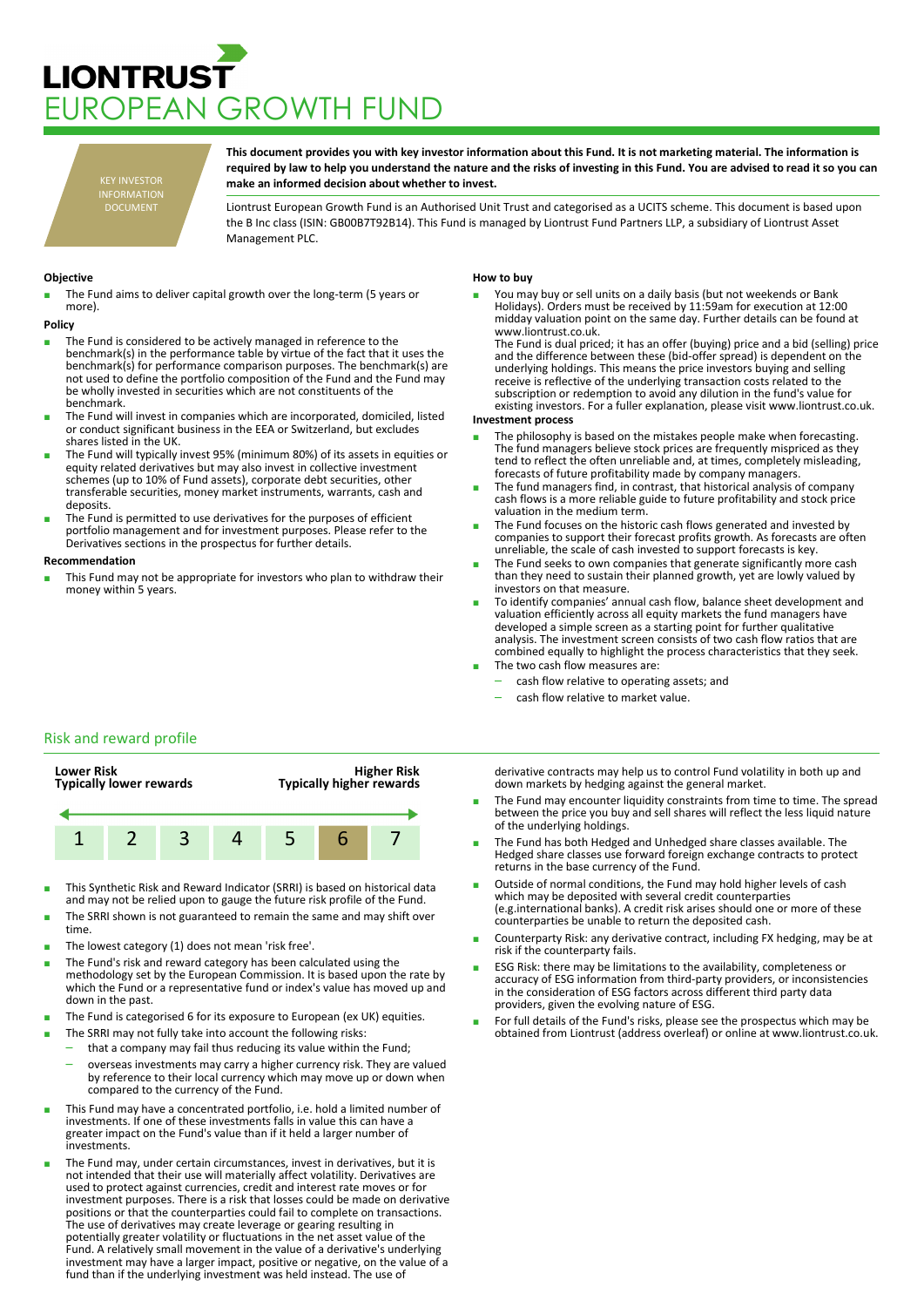# LIONTRUST
# EUROPEAN GROWTH FUND

KEY INVESTOR INFORMATION DOCUMENT

**This document provides you with key investor information about this Fund. It is not marketing material. The information is required by law to help you understand the nature and the risks of investing in this Fund. You are advised to read it so you can make an informed decision about whether to invest.**

Liontrust European Growth Fund is an Authorised Unit Trust and categorised as a UCITS scheme. This document is based upon the B Inc class (ISIN: GB00B7T92B14). This Fund is managed by Liontrust Fund Partners LLP, a subsidiary of Liontrust Asset Management PLC.

### Objective

- The Fund aims to deliver capital growth over the long-term (5 years or more).

### Policy

- The Fund is considered to be actively managed in reference to the benchmark(s) in the performance table by virtue of the fact that it uses the benchmark(s) for performance comparison purposes. The benchmark(s) are not used to define the portfolio composition of the Fund and the Fund may be wholly invested in securities which are not constituents of the benchmark.
- The Fund will invest in companies which are incorporated, domiciled, listed or conduct significant business in the EEA or Switzerland, but excludes shares listed in the UK.
- The Fund will typically invest 95% (minimum 80%) of its assets in equities or equity related derivatives but may also invest in collective investment schemes (up to 10% of Fund assets), corporate debt securities, other transferable securities, money market instruments, warrants, cash and deposits.
- The Fund is permitted to use derivatives for the purposes of efficient portfolio management and for investment purposes. Please refer to the Derivatives sections in the prospectus for further details.

### Recommendation

- This Fund may not be appropriate for investors who plan to withdraw their money within 5 years.

### How to buy

- You may buy or sell units on a daily basis (but not weekends or Bank Holidays). Orders must be received by 11:59am for execution at 12:00 midday valuation point on the same day. Further details can be found at www.liontrust.co.uk.
  The Fund is dual priced; it has an offer (buying) price and a bid (selling) price and the difference between these (bid-offer spread) is dependent on the underlying holdings. This means the price investors buying and selling receive is reflective of the underlying transaction costs related to the subscription or redemption to avoid any dilution in the fund's value for existing investors. For a fuller explanation, please visit www.liontrust.co.uk.

### Investment process

- The philosophy is based on the mistakes people make when forecasting. The fund managers believe stock prices are frequently mispriced as they tend to reflect the often unreliable and, at times, completely misleading, forecasts of future profitability made by company managers.
- The fund managers find, in contrast, that historical analysis of company cash flows is a more reliable guide to future profitability and stock price valuation in the medium term.
- The Fund focuses on the historic cash flows generated and invested by companies to support their forecast profits growth. As forecasts are often unreliable, the scale of cash invested to support forecasts is key.
- The Fund seeks to own companies that generate significantly more cash than they need to sustain their planned growth, yet are lowly valued by investors on that measure.
- To identify companies' annual cash flow, balance sheet development and valuation efficiently across all equity markets the fund managers have developed a simple screen as a starting point for further qualitative analysis. The investment screen consists of two cash flow ratios that are combined equally to highlight the process characteristics that they seek.
- The two cash flow measures are:
  - cash flow relative to operating assets; and
  - cash flow relative to market value.

## Risk and reward profile

| Lower Risk<br>Typically lower rewards | | | | | | Higher Risk<br>Typically higher rewards |
|---|---|---|---|---|---|---|
| 1 | 2 | 3 | 4 | 5 | **6** | 7 |

- This Synthetic Risk and Reward Indicator (SRRI) is based on historical data and may not be relied upon to gauge the future risk profile of the Fund.
- The SRRI shown is not guaranteed to remain the same and may shift over time.
- The lowest category (1) does not mean 'risk free'.
- The Fund's risk and reward category has been calculated using the methodology set by the European Commission. It is based upon the rate by which the Fund or a representative fund or index's value has moved up and down in the past.
- The Fund is categorised 6 for its exposure to European (ex UK) equities.
- The SRRI may not fully take into account the following risks:
  - that a company may fail thus reducing its value within the Fund;
  - overseas investments may carry a higher currency risk. They are valued by reference to their local currency which may move up or down when compared to the currency of the Fund.
- This Fund may have a concentrated portfolio, i.e. hold a limited number of investments. If one of these investments falls in value this can have a greater impact on the Fund's value than if it held a larger number of investments.
- The Fund may, under certain circumstances, invest in derivatives, but it is not intended that their use will materially affect volatility. Derivatives are used to protect against currencies, credit and interest rate moves or for investment purposes. There is a risk that losses could be made on derivative positions or that the counterparties could fail to complete on transactions. The use of derivatives may create leverage or gearing resulting in potentially greater volatility or fluctuations in the net asset value of the Fund. A relatively small movement in the value of a derivative's underlying investment may have a larger impact, positive or negative, on the value of a fund than if the underlying investment was held instead. The use of derivative contracts may help us to control Fund volatility in both up and down markets by hedging against the general market.
- The Fund may encounter liquidity constraints from time to time. The spread between the price you buy and sell shares will reflect the less liquid nature of the underlying holdings.
- The Fund has both Hedged and Unhedged share classes available. The Hedged share classes use forward foreign exchange contracts to protect returns in the base currency of the Fund.
- Outside of normal conditions, the Fund may hold higher levels of cash which may be deposited with several credit counterparties (e.g.international banks). A credit risk arises should one or more of these counterparties be unable to return the deposited cash.
- Counterparty Risk: any derivative contract, including FX hedging, may be at risk if the counterparty fails.
- ESG Risk: there may be limitations to the availability, completeness or accuracy of ESG information from third-party providers, or inconsistencies in the consideration of ESG factors across different third party data providers, given the evolving nature of ESG.
- For full details of the Fund's risks, please see the prospectus which may be obtained from Liontrust (address overleaf) or online at www.liontrust.co.uk.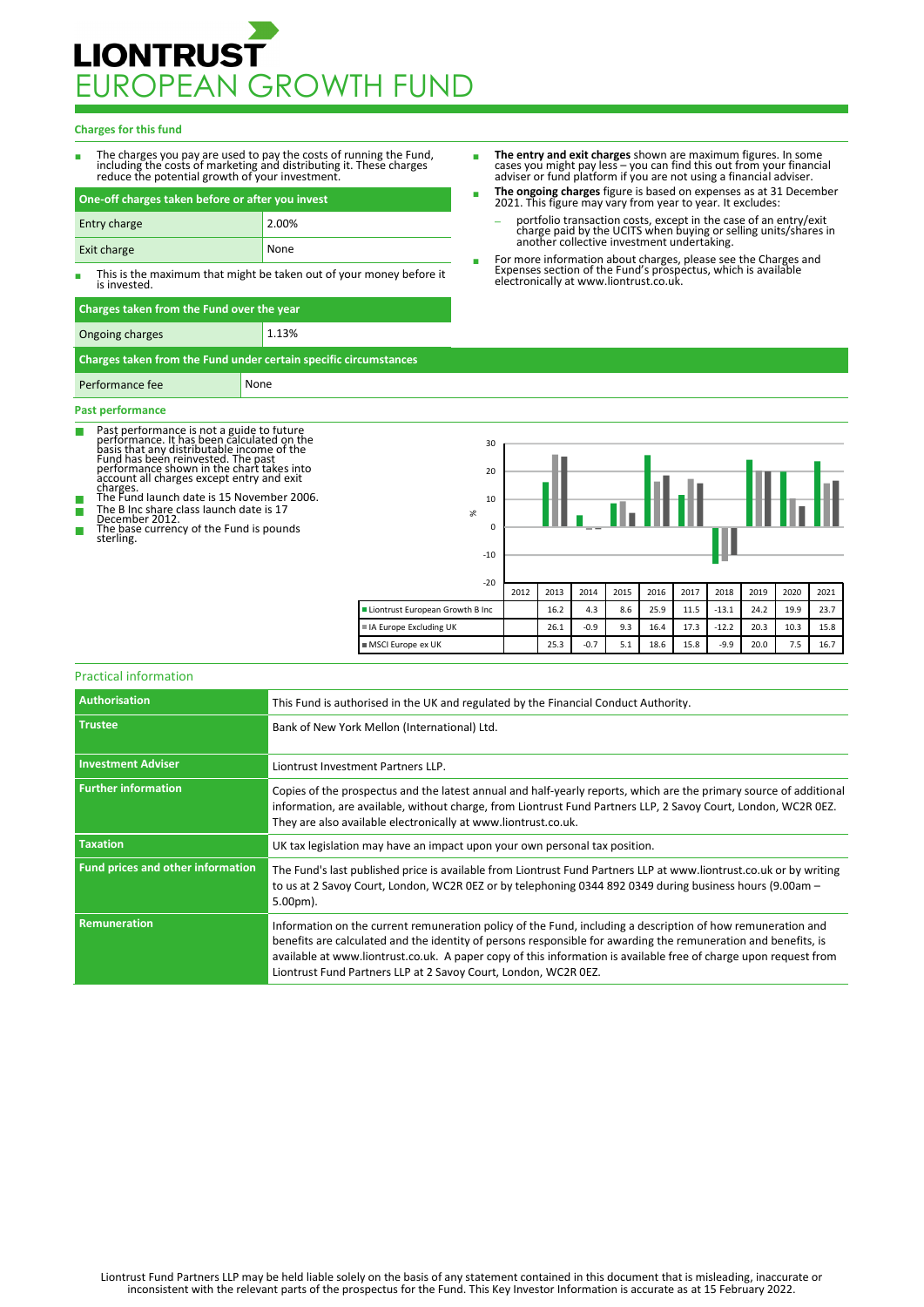# LIONTRUST
# EUROPEAN GROWTH FUND

### Charges for this fund

- The charges you pay are used to pay the costs of running the Fund, including the costs of marketing and distributing it. These charges reduce the potential growth of your investment.

| One-off charges taken before or after you invest | |
|---|---|
| Entry charge | 2.00% |
| Exit charge | None |

- This is the maximum that might be taken out of your money before it is invested.

| Charges taken from the Fund over the year | |
|---|---|
| Ongoing charges | 1.13% |

- **The entry and exit charges** shown are maximum figures. In some cases you might pay less – you can find this out from your financial adviser or fund platform if you are not using a financial adviser.
- **The ongoing charges** figure is based on expenses as at 31 December 2021. This figure may vary from year to year. It excludes:
  - portfolio transaction costs, except in the case of an entry/exit charge paid by the UCITS when buying or selling units/shares in another collective investment undertaking.
- For more information about charges, please see the Charges and Expenses section of the Fund's prospectus, which is available electronically at www.liontrust.co.uk.

| Charges taken from the Fund under certain specific circumstances | |
|---|---|
| Performance fee | None |

### Past performance

- Past performance is not a guide to future performance. It has been calculated on the basis that any distributable income of the Fund has been reinvested. The past performance shown in the chart takes into account all charges except entry and exit charges.
- The Fund launch date is 15 November 2006.
- The B Inc share class launch date is 17 December 2012.
- The base currency of the Fund is pounds sterling.

30
20
10
0
-10
-20
%

| | 2012 | 2013 | 2014 | 2015 | 2016 | 2017 | 2018 | 2019 | 2020 | 2021 |
|---|---|---|---|---|---|---|---|---|---|---|
| Liontrust European Growth B Inc | | 16.2 | 4.3 | 8.6 | 25.9 | 11.5 | -13.1 | 24.2 | 19.9 | 23.7 |
| IA Europe Excluding UK | | 26.1 | -0.9 | 9.3 | 16.4 | 17.3 | -12.2 | 20.3 | 10.3 | 15.8 |
| MSCI Europe ex UK | | 25.3 | -0.7 | 5.1 | 18.6 | 15.8 | -9.9 | 20.0 | 7.5 | 16.7 |

### Practical information

| | |
|---|---|
| **Authorisation** | This Fund is authorised in the UK and regulated by the Financial Conduct Authority. |
| **Trustee** | Bank of New York Mellon (International) Ltd. |
| **Investment Adviser** | Liontrust Investment Partners LLP. |
| **Further information** | Copies of the prospectus and the latest annual and half-yearly reports, which are the primary source of additional information, are available, without charge, from Liontrust Fund Partners LLP, 2 Savoy Court, London, WC2R 0EZ. They are also available electronically at www.liontrust.co.uk. |
| **Taxation** | UK tax legislation may have an impact upon your own personal tax position. |
| **Fund prices and other information** | The Fund's last published price is available from Liontrust Fund Partners LLP at www.liontrust.co.uk or by writing to us at 2 Savoy Court, London, WC2R 0EZ or by telephoning 0344 892 0349 during business hours (9.00am – 5.00pm). |
| **Remuneration** | Information on the current remuneration policy of the Fund, including a description of how remuneration and benefits are calculated and the identity of persons responsible for awarding the remuneration and benefits, is available at www.liontrust.co.uk. A paper copy of this information is available free of charge upon request from Liontrust Fund Partners LLP at 2 Savoy Court, London, WC2R 0EZ. |

Liontrust Fund Partners LLP may be held liable solely on the basis of any statement contained in this document that is misleading, inaccurate or inconsistent with the relevant parts of the prospectus for the Fund. This Key Investor Information is accurate as at 15 February 2022.